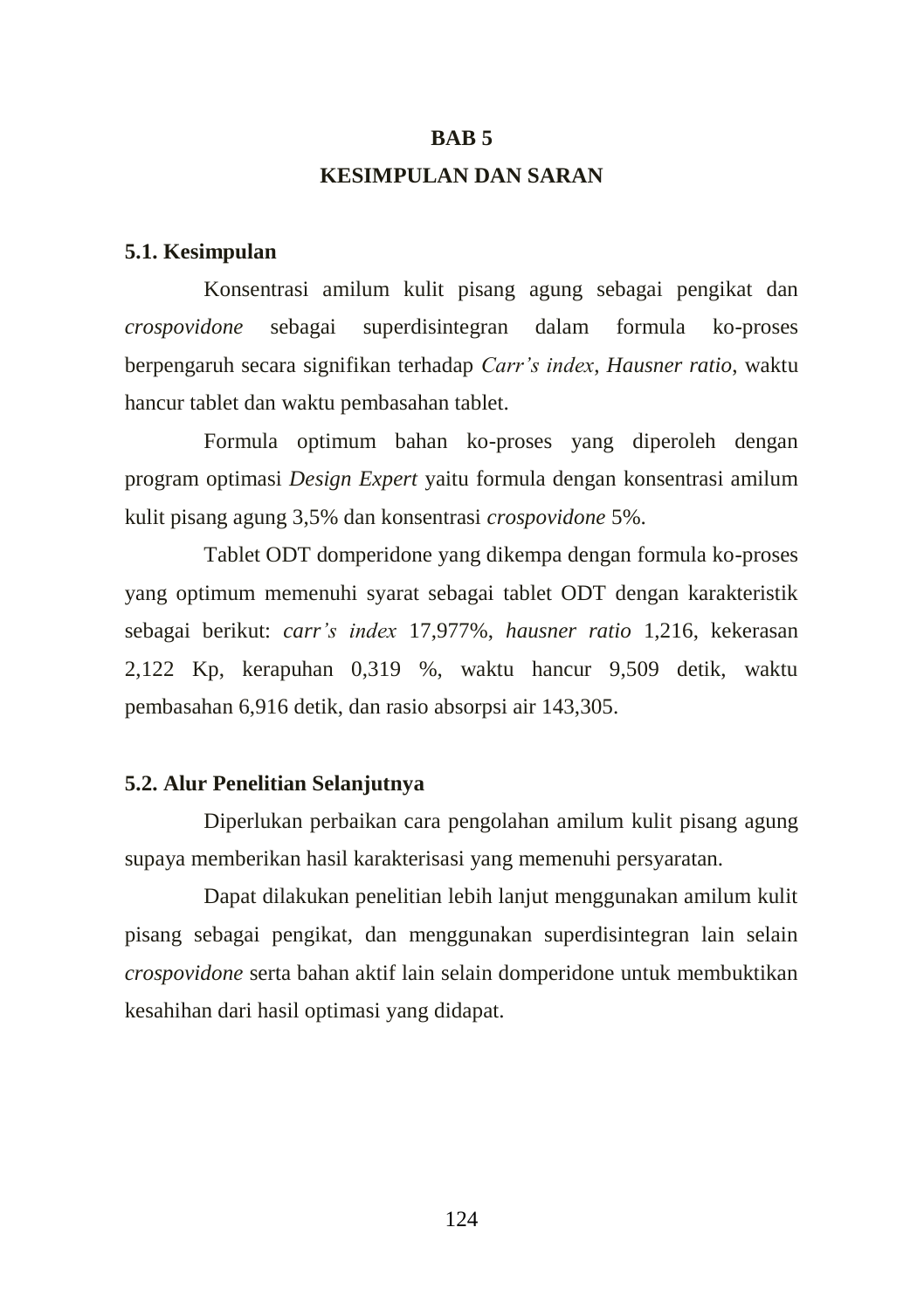# BAB 5
# KESIMPULAN DAN SARAN

## 5.1. Kesimpulan

Konsentrasi amilum kulit pisang agung sebagai pengikat dan *crospovidone* sebagai superdisintegran dalam formula ko-proses berpengaruh secara signifikan terhadap *Carr's index*, *Hausner ratio*, waktu hancur tablet dan waktu pembasahan tablet.

Formula optimum bahan ko-proses yang diperoleh dengan program optimasi *Design Expert* yaitu formula dengan konsentrasi amilum kulit pisang agung 3,5% dan konsentrasi *crospovidone* 5%.

Tablet ODT domperidone yang dikempa dengan formula ko-proses yang optimum memenuhi syarat sebagai tablet ODT dengan karakteristik sebagai berikut: *carr's index* 17,977%, *hausner ratio* 1,216, kekerasan 2,122 Kp, kerapuhan 0,319 %, waktu hancur 9,509 detik, waktu pembasahan 6,916 detik, dan rasio absorpsi air 143,305.

## 5.2. Alur Penelitian Selanjutnya

Diperlukan perbaikan cara pengolahan amilum kulit pisang agung supaya memberikan hasil karakterisasi yang memenuhi persyaratan.

Dapat dilakukan penelitian lebih lanjut menggunakan amilum kulit pisang sebagai pengikat, dan menggunakan superdisintegran lain selain *crospovidone* serta bahan aktif lain selain domperidone untuk membuktikan kesahihan dari hasil optimasi yang didapat.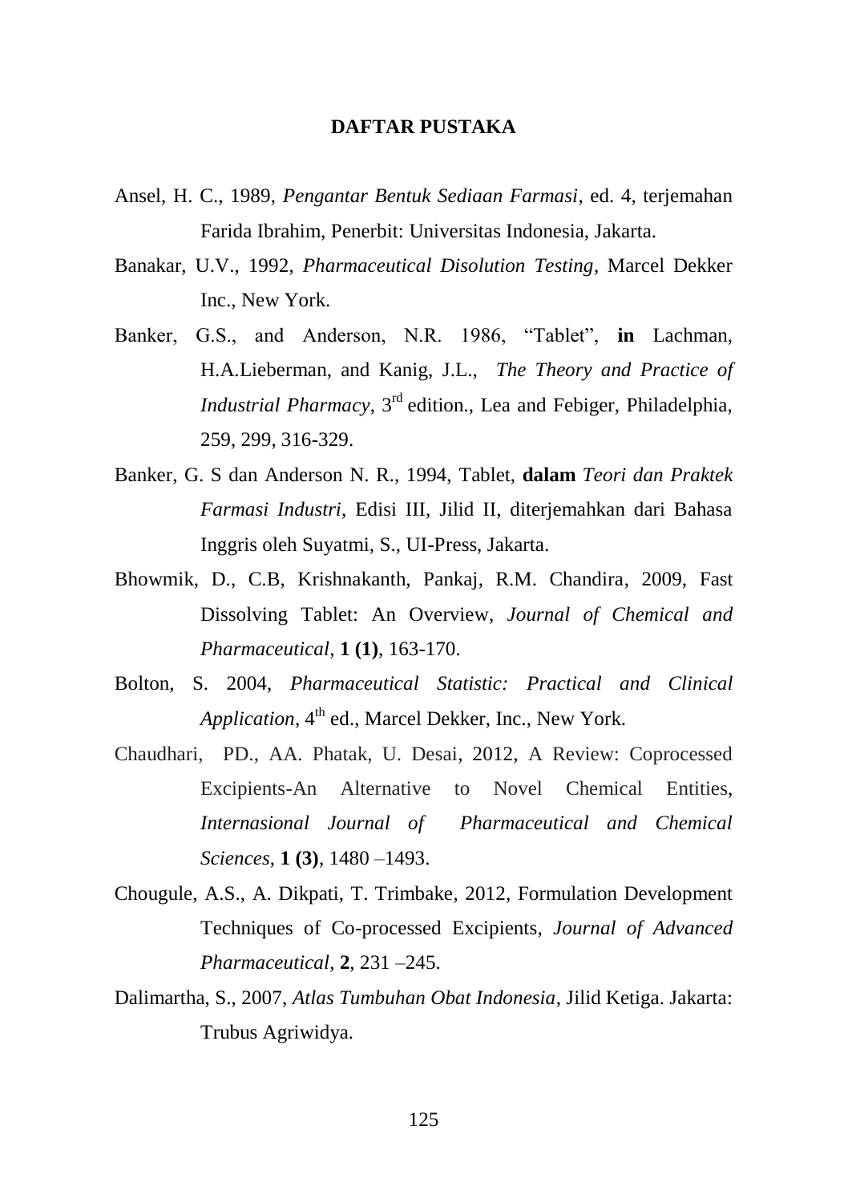# DAFTAR PUSTAKA

Ansel, H. C., 1989, *Pengantar Bentuk Sediaan Farmasi*, ed. 4, terjemahan Farida Ibrahim, Penerbit: Universitas Indonesia, Jakarta.

Banakar, U.V., 1992, *Pharmaceutical Disolution Testing*, Marcel Dekker Inc., New York.

Banker, G.S., and Anderson, N.R. 1986, "Tablet", **in** Lachman, H.A.Lieberman, and Kanig, J.L., *The Theory and Practice of Industrial Pharmacy*, 3rd edition., Lea and Febiger, Philadelphia, 259, 299, 316-329.

Banker, G. S dan Anderson N. R., 1994, Tablet, **dalam** *Teori dan Praktek Farmasi Industri*, Edisi III, Jilid II, diterjemahkan dari Bahasa Inggris oleh Suyatmi, S., UI-Press, Jakarta.

Bhowmik, D., C.B, Krishnakanth, Pankaj, R.M. Chandira, 2009, Fast Dissolving Tablet: An Overview, *Journal of Chemical and Pharmaceutical*, **1 (1)**, 163-170.

Bolton, S. 2004, *Pharmaceutical Statistic: Practical and Clinical Application*, 4th ed., Marcel Dekker, Inc., New York.

Chaudhari, PD., AA. Phatak, U. Desai, 2012, A Review: Coprocessed Excipients-An Alternative to Novel Chemical Entities, *Internasional Journal of Pharmaceutical and Chemical Sciences*, **1 (3)**, 1480 –1493.

Chougule, A.S., A. Dikpati, T. Trimbake, 2012, Formulation Development Techniques of Co-processed Excipients, *Journal of Advanced Pharmaceutical*, **2**, 231 –245.

Dalimartha, S., 2007, *Atlas Tumbuhan Obat Indonesia*, Jilid Ketiga. Jakarta: Trubus Agriwidya.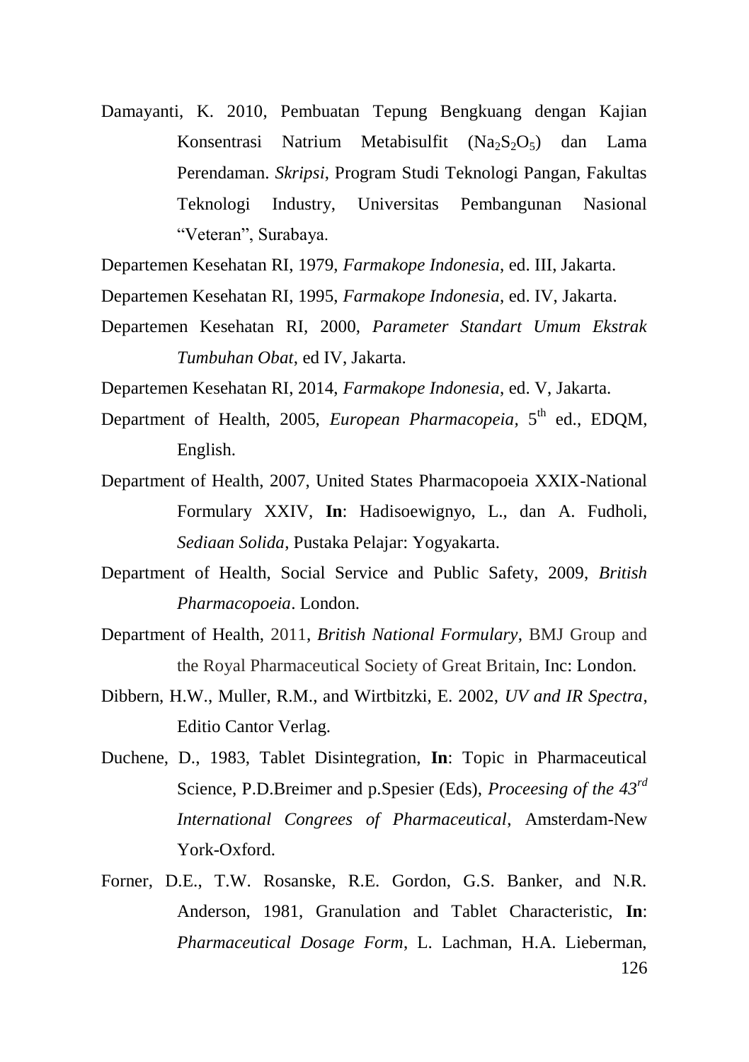Damayanti, K. 2010, Pembuatan Tepung Bengkuang dengan Kajian Konsentrasi Natrium Metabisulfit ($Na_2S_2O_5$) dan Lama Perendaman. *Skripsi*, Program Studi Teknologi Pangan, Fakultas Teknologi Industry, Universitas Pembangunan Nasional "Veteran", Surabaya.

Departemen Kesehatan RI, 1979, *Farmakope Indonesia*, ed. III, Jakarta.

Departemen Kesehatan RI, 1995, *Farmakope Indonesia*, ed. IV, Jakarta.

Departemen Kesehatan RI, 2000, *Parameter Standart Umum Ekstrak Tumbuhan Obat*, ed IV, Jakarta.

Departemen Kesehatan RI, 2014, *Farmakope Indonesia*, ed. V, Jakarta.

Department of Health, 2005, *European Pharmacopeia*, 5th ed., EDQM, English.

Department of Health, 2007, United States Pharmacopoeia XXIX-National Formulary XXIV, **In**: Hadisoewignyo, L., dan A. Fudholi, *Sediaan Solida*, Pustaka Pelajar: Yogyakarta.

Department of Health, Social Service and Public Safety, 2009, *British Pharmacopoeia*. London.

Department of Health, 2011, *British National Formulary*, BMJ Group and the Royal Pharmaceutical Society of Great Britain, Inc: London.

Dibbern, H.W., Muller, R.M., and Wirtbitzki, E. 2002, *UV and IR Spectra*, Editio Cantor Verlag.

Duchene, D., 1983, Tablet Disintegration, **In**: Topic in Pharmaceutical Science, P.D.Breimer and p.Spesier (Eds), *Proceesing of the 43rd International Congrees of Pharmaceutical*, Amsterdam-New York-Oxford.

Forner, D.E., T.W. Rosanske, R.E. Gordon, G.S. Banker, and N.R. Anderson, 1981, Granulation and Tablet Characteristic, **In**: *Pharmaceutical Dosage Form*, L. Lachman, H.A. Lieberman,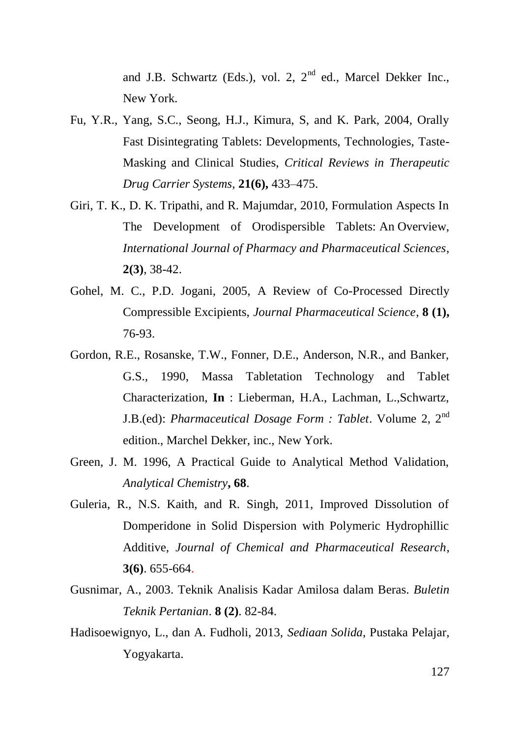and J.B. Schwartz (Eds.), vol. 2, 2nd ed., Marcel Dekker Inc., New York.

Fu, Y.R., Yang, S.C., Seong, H.J., Kimura, S, and K. Park, 2004, Orally Fast Disintegrating Tablets: Developments, Technologies, Taste-Masking and Clinical Studies, *Critical Reviews in Therapeutic Drug Carrier Systems*, **21(6),** 433–475.

Giri, T. K., D. K. Tripathi, and R. Majumdar, 2010, Formulation Aspects In The Development of Orodispersible Tablets: An Overview, *International Journal of Pharmacy and Pharmaceutical Sciences*, **2(3)**, 38-42.

Gohel, M. C., P.D. Jogani, 2005, A Review of Co-Processed Directly Compressible Excipients, *Journal Pharmaceutical Science*, **8 (1),** 76-93.

Gordon, R.E., Rosanske, T.W., Fonner, D.E., Anderson, N.R., and Banker, G.S., 1990, Massa Tabletation Technology and Tablet Characterization, **In** : Lieberman, H.A., Lachman, L.,Schwartz, J.B.(ed): *Pharmaceutical Dosage Form : Tablet*. Volume 2, 2nd edition., Marchel Dekker, inc., New York.

Green, J. M. 1996, A Practical Guide to Analytical Method Validation, *Analytical Chemistry***, 68**.

Guleria, R., N.S. Kaith, and R. Singh, 2011, Improved Dissolution of Domperidone in Solid Dispersion with Polymeric Hydrophillic Additive, *Journal of Chemical and Pharmaceutical Research*, **3(6)**. 655-664.

Gusnimar, A., 2003. Teknik Analisis Kadar Amilosa dalam Beras. *Buletin Teknik Pertanian*. **8 (2)**. 82-84.

Hadisoewignyo, L., dan A. Fudholi, 2013, *Sediaan Solida*, Pustaka Pelajar, Yogyakarta.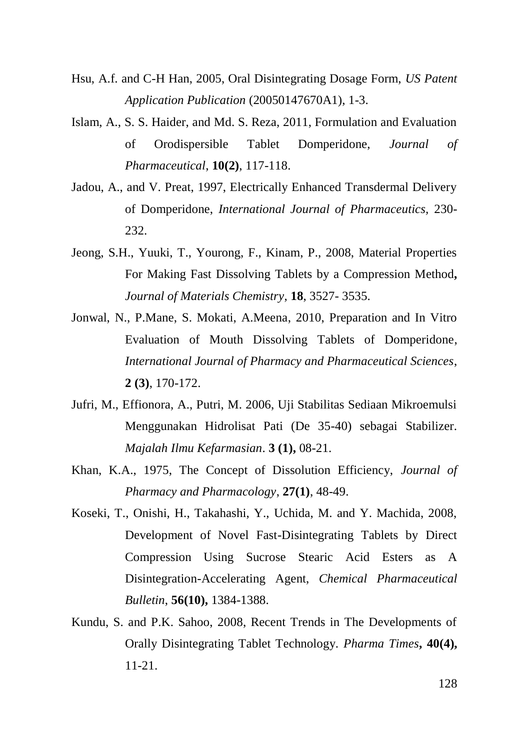Hsu, A.f. and C-H Han, 2005, Oral Disintegrating Dosage Form, *US Patent Application Publication* (20050147670A1), 1-3.

Islam, A., S. S. Haider, and Md. S. Reza, 2011, Formulation and Evaluation of Orodispersible Tablet Domperidone, *Journal of Pharmaceutical*, **10(2)**, 117-118.

Jadou, A., and V. Preat, 1997, Electrically Enhanced Transdermal Delivery of Domperidone, *International Journal of Pharmaceutics,* 230-232.

Jeong, S.H., Yuuki, T., Yourong, F., Kinam, P., 2008, Material Properties For Making Fast Dissolving Tablets by a Compression Method**,** *Journal of Materials Chemistry*, **18**, 3527- 3535.

Jonwal, N., P.Mane, S. Mokati, A.Meena, 2010, Preparation and In Vitro Evaluation of Mouth Dissolving Tablets of Domperidone, *International Journal of Pharmacy and Pharmaceutical Sciences*, **2 (3)**, 170-172.

Jufri, M., Effionora, A., Putri, M. 2006, Uji Stabilitas Sediaan Mikroemulsi Menggunakan Hidrolisat Pati (De 35-40) sebagai Stabilizer. *Majalah Ilmu Kefarmasian*. **3 (1),** 08-21.

Khan, K.A., 1975, The Concept of Dissolution Efficiency, *Journal of Pharmacy and Pharmacology*, **27(1)**, 48-49.

Koseki, T., Onishi, H., Takahashi, Y., Uchida, M. and Y. Machida, 2008, Development of Novel Fast-Disintegrating Tablets by Direct Compression Using Sucrose Stearic Acid Esters as A Disintegration-Accelerating Agent, *Chemical Pharmaceutical Bulletin*, **56(10),** 1384-1388.

Kundu, S. and P.K. Sahoo, 2008, Recent Trends in The Developments of Orally Disintegrating Tablet Technology. *Pharma Times***, 40(4),** 11-21.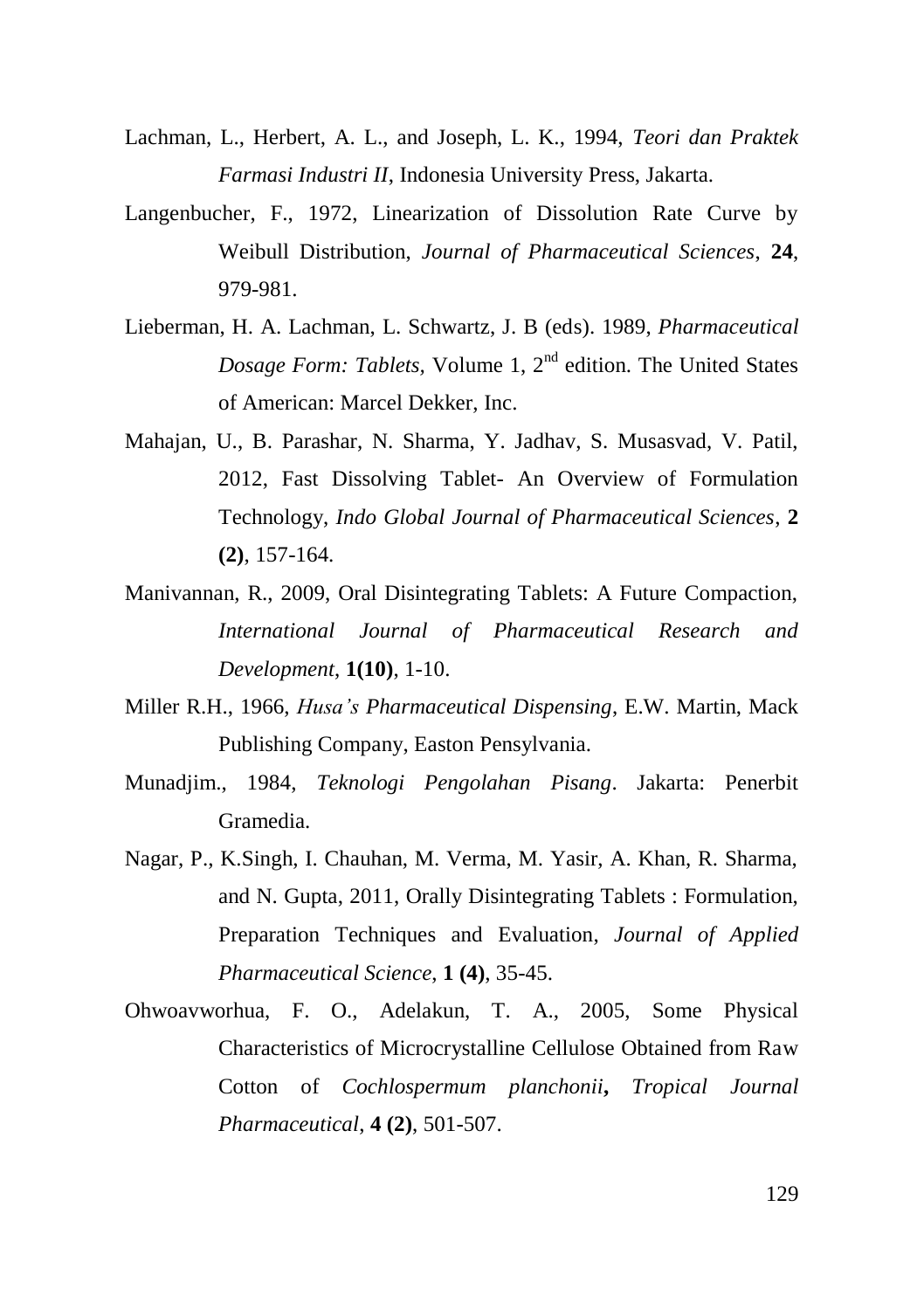Lachman, L., Herbert, A. L., and Joseph, L. K., 1994, *Teori dan Praktek Farmasi Industri II*, Indonesia University Press, Jakarta.

Langenbucher, F., 1972, Linearization of Dissolution Rate Curve by Weibull Distribution, *Journal of Pharmaceutical Sciences*, **24**, 979-981.

Lieberman, H. A. Lachman, L. Schwartz, J. B (eds). 1989, *Pharmaceutical Dosage Form: Tablets,* Volume 1, 2nd edition. The United States of American: Marcel Dekker, Inc.

Mahajan, U., B. Parashar, N. Sharma, Y. Jadhav, S. Musasvad, V. Patil, 2012, Fast Dissolving Tablet- An Overview of Formulation Technology, *Indo Global Journal of Pharmaceutical Sciences*, **2 (2)**, 157-164.

Manivannan, R., 2009, Oral Disintegrating Tablets: A Future Compaction, *International Journal of Pharmaceutical Research and Development*, **1(10)**, 1-10.

Miller R.H., 1966, *Husa's Pharmaceutical Dispensing*, E.W. Martin, Mack Publishing Company, Easton Pensylvania.

Munadjim., 1984, *Teknologi Pengolahan Pisang*. Jakarta: Penerbit Gramedia.

Nagar, P., K.Singh, I. Chauhan, M. Verma, M. Yasir, A. Khan, R. Sharma, and N. Gupta, 2011, Orally Disintegrating Tablets : Formulation, Preparation Techniques and Evaluation, *Journal of Applied Pharmaceutical Science*, **1 (4)**, 35-45.

Ohwoavworhua, F. O., Adelakun, T. A., 2005, Some Physical Characteristics of Microcrystalline Cellulose Obtained from Raw Cotton of *Cochlospermum planchonii***,** *Tropical Journal Pharmaceutical*, **4 (2)**, 501-507.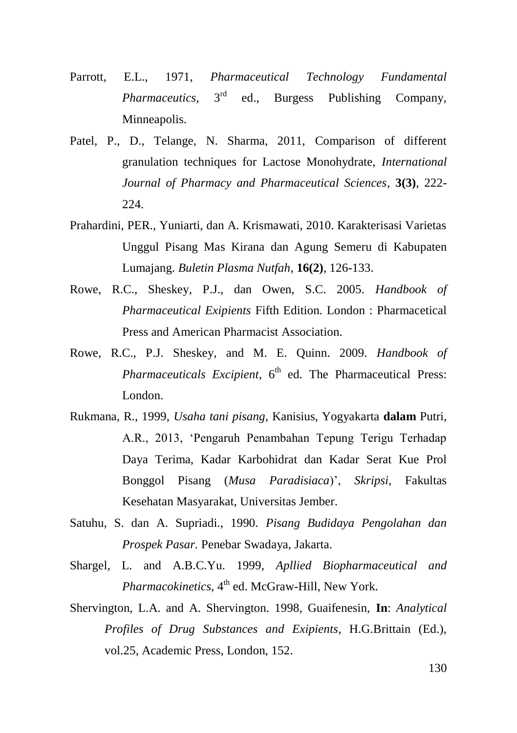Parrott, E.L., 1971, *Pharmaceutical Technology Fundamental Pharmaceutics*, 3rd ed., Burgess Publishing Company, Minneapolis.

Patel, P., D., Telange, N. Sharma, 2011, Comparison of different granulation techniques for Lactose Monohydrate, *International Journal of Pharmacy and Pharmaceutical Sciences*, **3(3)**, 222-224.

Prahardini, PER., Yuniarti, dan A. Krismawati, 2010. Karakterisasi Varietas Unggul Pisang Mas Kirana dan Agung Semeru di Kabupaten Lumajang. *Buletin Plasma Nutfah*, **16(2)**, 126-133.

Rowe, R.C., Sheskey, P.J., dan Owen, S.C. 2005. *Handbook of Pharmaceutical Exipients* Fifth Edition. London : Pharmacetical Press and American Pharmacist Association.

Rowe, R.C., P.J. Sheskey, and M. E. Quinn. 2009. *Handbook of Pharmaceuticals Excipient*, 6th ed. The Pharmaceutical Press: London.

Rukmana, R., 1999, *Usaha tani pisang*, Kanisius, Yogyakarta **dalam** Putri, A.R., 2013, 'Pengaruh Penambahan Tepung Terigu Terhadap Daya Terima, Kadar Karbohidrat dan Kadar Serat Kue Prol Bonggol Pisang (*Musa Paradisiaca*)', *Skripsi*, Fakultas Kesehatan Masyarakat, Universitas Jember.

Satuhu, S. dan A. Supriadi., 1990. *Pisang Budidaya Pengolahan dan Prospek Pasar.* Penebar Swadaya, Jakarta.

Shargel, L. and A.B.C.Yu. 1999, *Apllied Biopharmaceutical and Pharmacokinetics*, 4th ed. McGraw-Hill, New York.

Shervington, L.A. and A. Shervington. 1998, Guaifenesin, **In**: *Analytical Profiles of Drug Substances and Exipients*, H.G.Brittain (Ed.), vol.25, Academic Press, London, 152.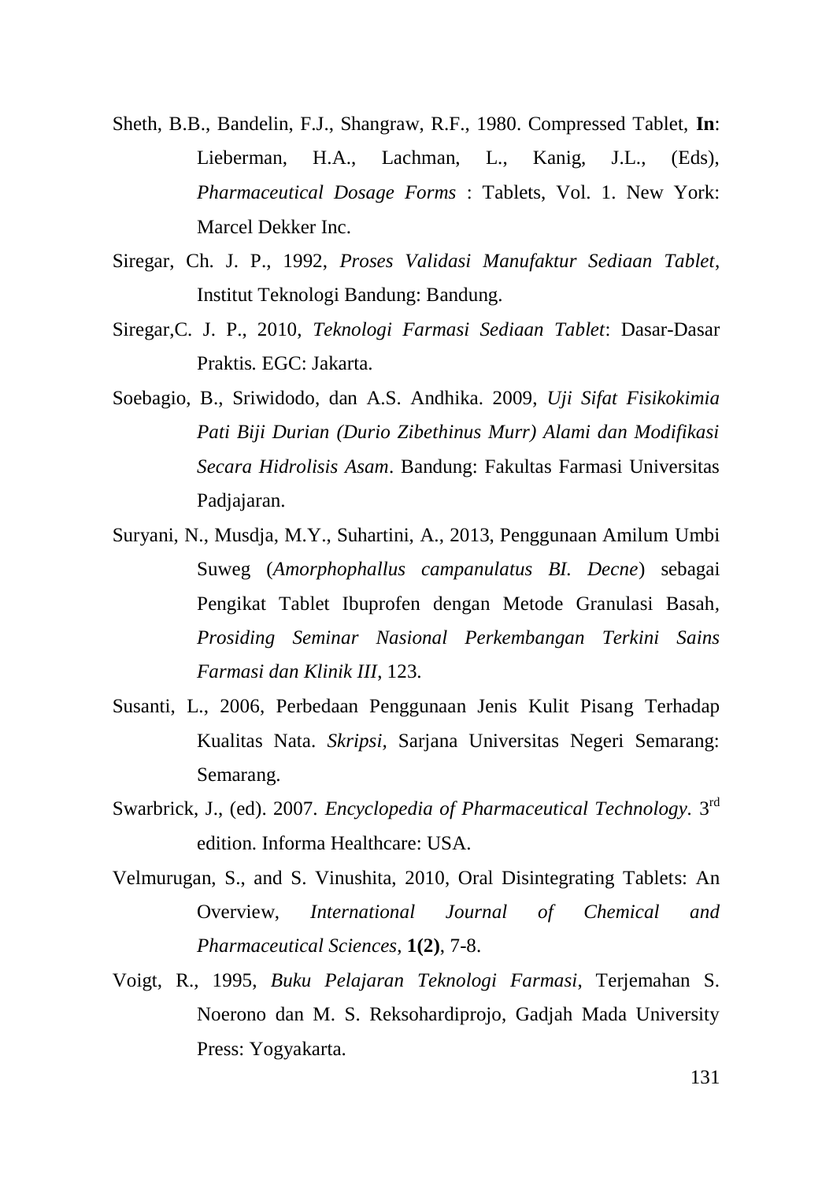Sheth, B.B., Bandelin, F.J., Shangraw, R.F., 1980. Compressed Tablet, **In**: Lieberman, H.A., Lachman, L., Kanig, J.L., (Eds), *Pharmaceutical Dosage Forms* : Tablets, Vol. 1. New York: Marcel Dekker Inc.

Siregar, Ch. J. P., 1992, *Proses Validasi Manufaktur Sediaan Tablet*, Institut Teknologi Bandung: Bandung.

Siregar,C. J. P., 2010, *Teknologi Farmasi Sediaan Tablet*: Dasar-Dasar Praktis. EGC: Jakarta.

Soebagio, B., Sriwidodo, dan A.S. Andhika. 2009, *Uji Sifat Fisikokimia Pati Biji Durian (Durio Zibethinus Murr) Alami dan Modifikasi Secara Hidrolisis Asam*. Bandung: Fakultas Farmasi Universitas Padjajaran.

Suryani, N., Musdja, M.Y., Suhartini, A., 2013, Penggunaan Amilum Umbi Suweg (*Amorphophallus campanulatus BI. Decne*) sebagai Pengikat Tablet Ibuprofen dengan Metode Granulasi Basah, *Prosiding Seminar Nasional Perkembangan Terkini Sains Farmasi dan Klinik III*, 123.

Susanti, L., 2006, Perbedaan Penggunaan Jenis Kulit Pisang Terhadap Kualitas Nata. *Skripsi*, Sarjana Universitas Negeri Semarang: Semarang.

Swarbrick, J., (ed). 2007. *Encyclopedia of Pharmaceutical Technology.* 3$^{rd}$ edition. Informa Healthcare: USA.

Velmurugan, S., and S. Vinushita, 2010, Oral Disintegrating Tablets: An Overview, *International Journal of Chemical and Pharmaceutical Sciences*, **1(2)**, 7-8.

Voigt, R., 1995, *Buku Pelajaran Teknologi Farmasi*, Terjemahan S. Noerono dan M. S. Reksohardiprojo, Gadjah Mada University Press: Yogyakarta.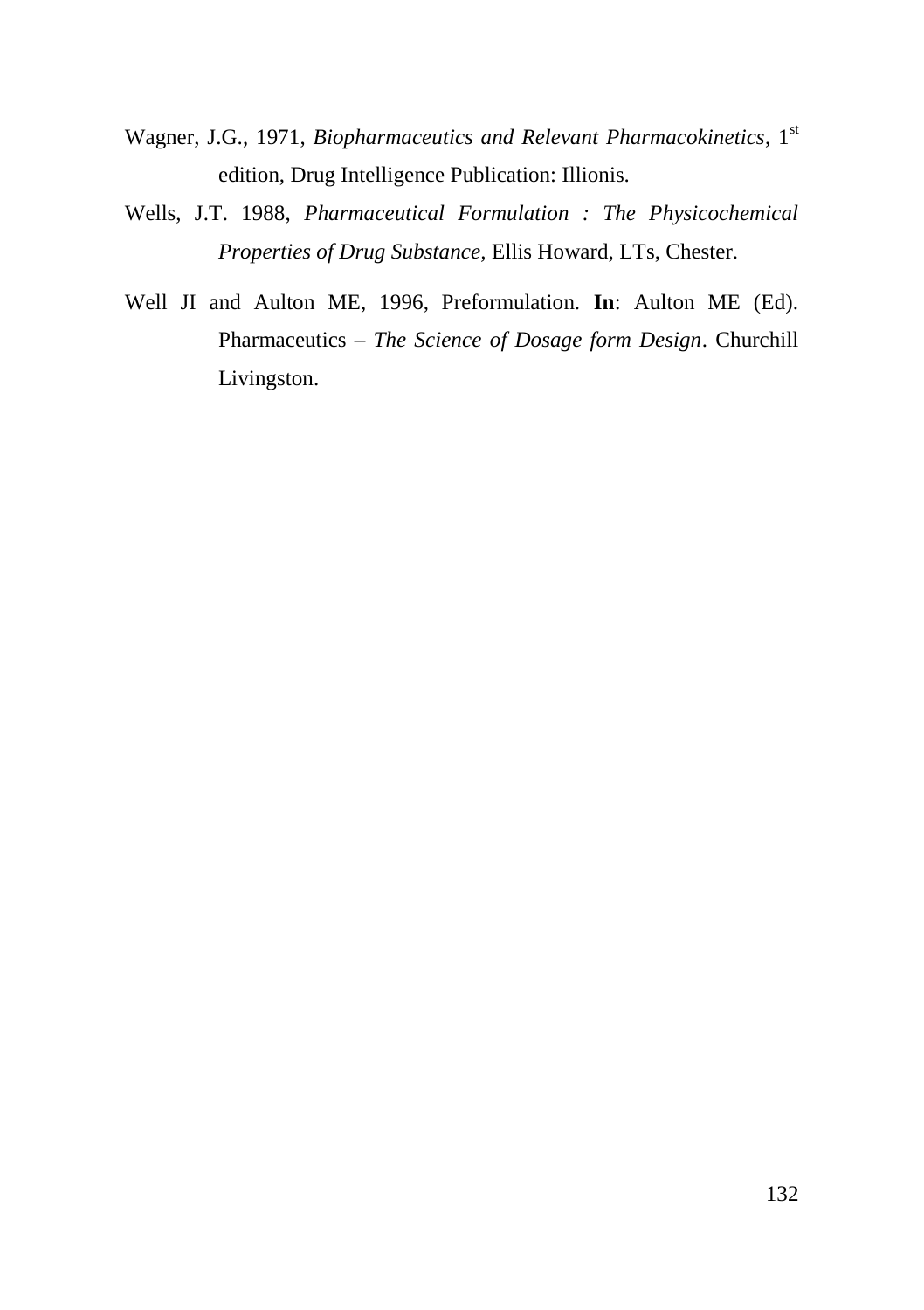Wagner, J.G., 1971, *Biopharmaceutics and Relevant Pharmacokinetics*, 1st edition, Drug Intelligence Publication: Illionis.

Wells, J.T. 1988, *Pharmaceutical Formulation : The Physicochemical Properties of Drug Substance,* Ellis Howard, LTs, Chester.

Well JI and Aulton ME, 1996, Preformulation. **In**: Aulton ME (Ed). Pharmaceutics – *The Science of Dosage form Design*. Churchill Livingston.